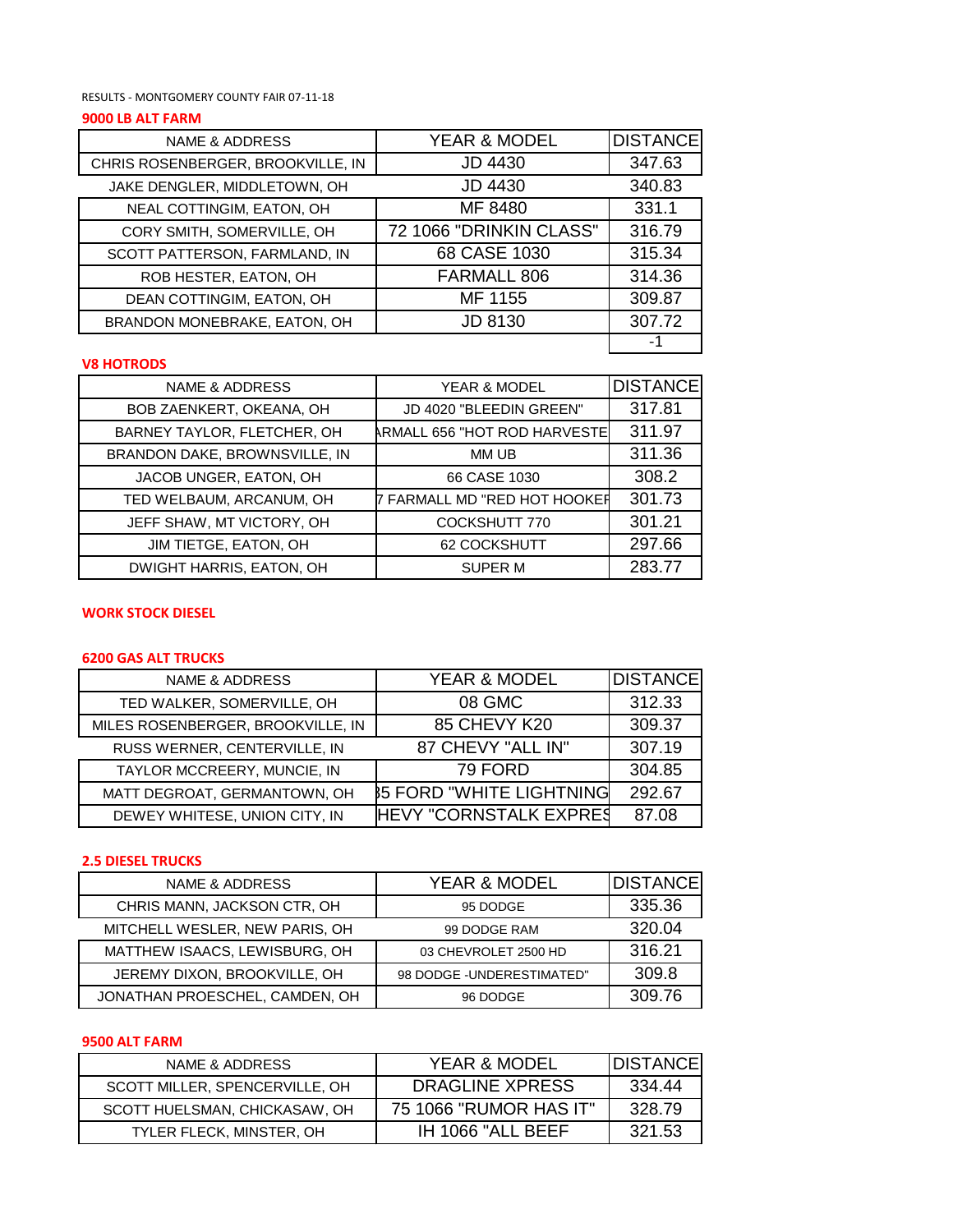RESULTS - MONTGOMERY COUNTY FAIR 07-11-18

**9000 LB ALT FARM**

| NAME & ADDRESS | YEAR & MODEL | DISTANCE |
|---|---|---|
| CHRIS ROSENBERGER, BROOKVILLE, IN | JD 4430 | 347.63 |
| JAKE DENGLER, MIDDLETOWN, OH | JD 4430 | 340.83 |
| NEAL COTTINGIM, EATON, OH | MF 8480 | 331.1 |
| CORY SMITH, SOMERVILLE, OH | 72 1066 "DRINKIN CLASS" | 316.79 |
| SCOTT PATTERSON, FARMLAND, IN | 68 CASE 1030 | 315.34 |
| ROB HESTER, EATON, OH | FARMALL 806 | 314.36 |
| DEAN COTTINGIM, EATON, OH | MF 1155 | 309.87 |
| BRANDON MONEBRAKE, EATON, OH | JD 8130 | 307.72 |
| | | -1 |

**V8 HOTRODS**

| NAME & ADDRESS | YEAR & MODEL | DISTANCE |
|---|---|---|
| BOB ZAENKERT, OKEANA, OH | JD 4020 "BLEEDIN GREEN" | 317.81 |
| BARNEY TAYLOR, FLETCHER, OH | ARMALL 656 "HOT ROD HARVESTE | 311.97 |
| BRANDON DAKE, BROWNSVILLE, IN | MM UB | 311.36 |
| JACOB UNGER, EATON, OH | 66 CASE 1030 | 308.2 |
| TED WELBAUM, ARCANUM, OH | 7 FARMALL MD "RED HOT HOOKER | 301.73 |
| JEFF SHAW, MT VICTORY, OH | COCKSHUTT 770 | 301.21 |
| JIM TIETGE, EATON, OH | 62 COCKSHUTT | 297.66 |
| DWIGHT HARRIS, EATON, OH | SUPER M | 283.77 |

**WORK STOCK DIESEL**

**6200 GAS ALT TRUCKS**

| NAME & ADDRESS | YEAR & MODEL | DISTANCE |
|---|---|---|
| TED WALKER, SOMERVILLE, OH | 08 GMC | 312.33 |
| MILES ROSENBERGER, BROOKVILLE, IN | 85 CHEVY K20 | 309.37 |
| RUSS WERNER, CENTERVILLE, IN | 87 CHEVY "ALL IN" | 307.19 |
| TAYLOR MCCREERY, MUNCIE, IN | 79 FORD | 304.85 |
| MATT DEGROAT, GERMANTOWN, OH | 85 FORD "WHITE LIGHTNING | 292.67 |
| DEWEY WHITESE, UNION CITY, IN | HEVY "CORNSTALK EXPRES | 87.08 |

**2.5 DIESEL TRUCKS**

| NAME & ADDRESS | YEAR & MODEL | DISTANCE |
|---|---|---|
| CHRIS MANN, JACKSON CTR, OH | 95 DODGE | 335.36 |
| MITCHELL WESLER, NEW PARIS, OH | 99 DODGE RAM | 320.04 |
| MATTHEW ISAACS, LEWISBURG, OH | 03 CHEVROLET 2500 HD | 316.21 |
| JEREMY DIXON, BROOKVILLE, OH | 98 DODGE -UNDERESTIMATED" | 309.8 |
| JONATHAN PROESCHEL, CAMDEN, OH | 96 DODGE | 309.76 |

**9500 ALT FARM**

| NAME & ADDRESS | YEAR & MODEL | DISTANCE |
|---|---|---|
| SCOTT MILLER, SPENCERVILLE, OH | DRAGLINE XPRESS | 334.44 |
| SCOTT HUELSMAN, CHICKASAW, OH | 75 1066 "RUMOR HAS IT" | 328.79 |
| TYLER FLECK, MINSTER, OH | IH 1066 "ALL BEEF | 321.53 |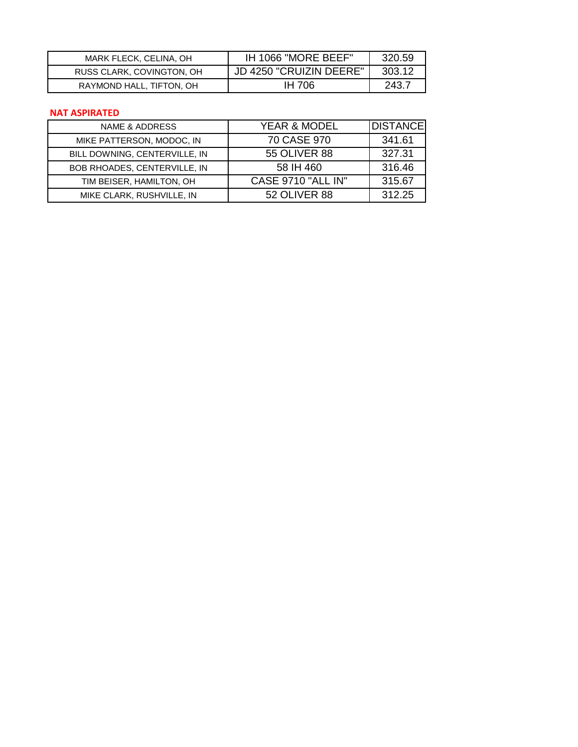| | | |
|---|---|---|
| MARK FLECK, CELINA, OH | IH 1066 "MORE BEEF" | 320.59 |
| RUSS CLARK, COVINGTON, OH | JD 4250 "CRUIZIN DEERE" | 303.12 |
| RAYMOND HALL, TIFTON, OH | IH 706 | 243.7 |

**NAT ASPIRATED**

| NAME & ADDRESS | YEAR & MODEL | DISTANCE |
|---|---|---|
| MIKE PATTERSON, MODOC, IN | 70 CASE 970 | 341.61 |
| BILL DOWNING, CENTERVILLE, IN | 55 OLIVER 88 | 327.31 |
| BOB RHOADES, CENTERVILLE, IN | 58 IH 460 | 316.46 |
| TIM BEISER, HAMILTON, OH | CASE 9710 "ALL IN" | 315.67 |
| MIKE CLARK, RUSHVILLE, IN | 52 OLIVER 88 | 312.25 |